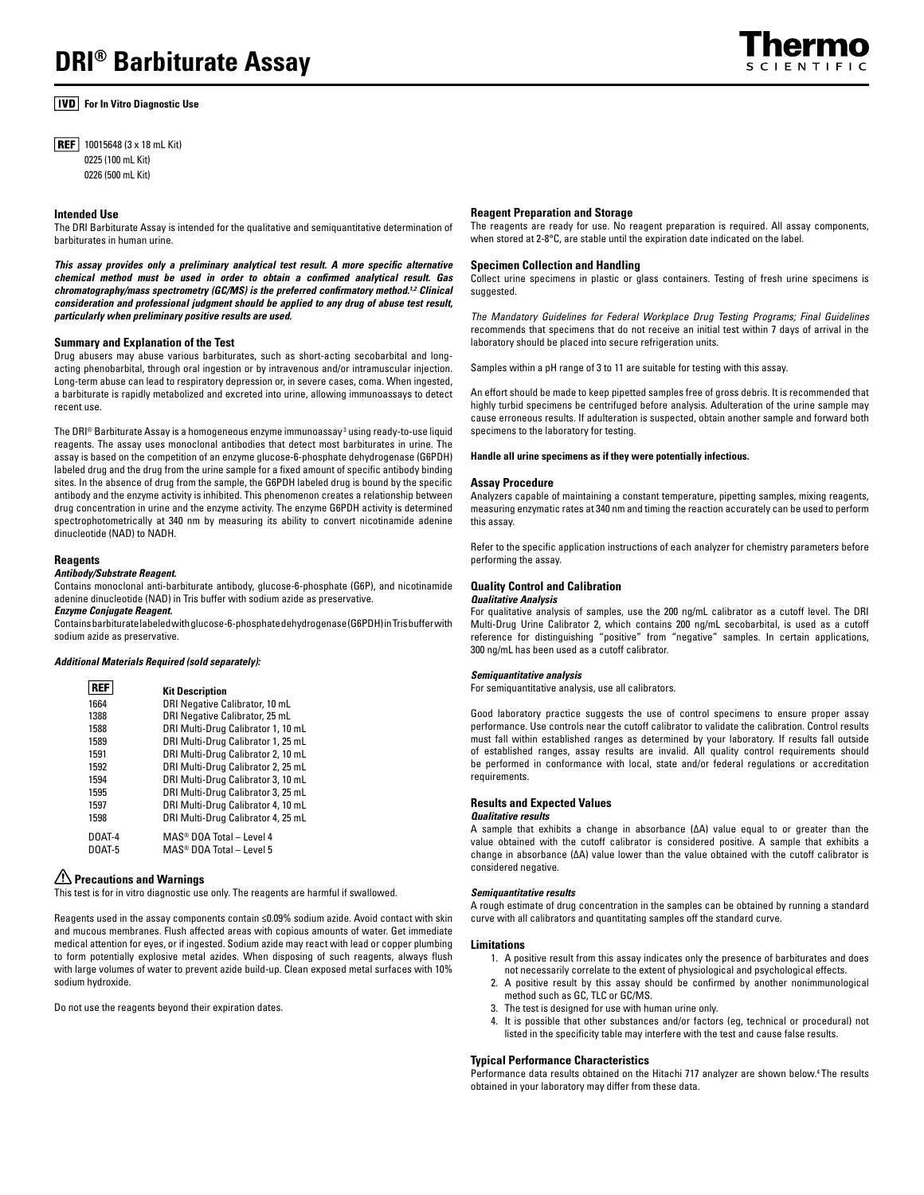# DRI® Barbiturate Assay

**IVD** **For In Vitro Diagnostic Use**

**REF** 10015648 (3 x 18 mL Kit)
0225 (100 mL Kit)
0226 (500 mL Kit)

## Intended Use

The DRI Barbiturate Assay is intended for the qualitative and semiquantitative determination of barbiturates in human urine.

***This assay provides only a preliminary analytical test result. A more specific alternative chemical method must be used in order to obtain a confirmed analytical result. Gas chromatography/mass spectrometry (GC/MS) is the preferred confirmatory method.[1,2] Clinical consideration and professional judgment should be applied to any drug of abuse test result, particularly when preliminary positive results are used.***

## Summary and Explanation of the Test

Drug abusers may abuse various barbiturates, such as short-acting secobarbital and long-acting phenobarbital, through oral ingestion or by intravenous and/or intramuscular injection. Long-term abuse can lead to respiratory depression or, in severe cases, coma. When ingested, a barbiturate is rapidly metabolized and excreted into urine, allowing immunoassays to detect recent use.

The DRI® Barbiturate Assay is a homogeneous enzyme immunoassay[3] using ready-to-use liquid reagents. The assay uses monoclonal antibodies that detect most barbiturates in urine. The assay is based on the competition of an enzyme glucose-6-phosphate dehydrogenase (G6PDH) labeled drug and the drug from the urine sample for a fixed amount of specific antibody binding sites. In the absence of drug from the sample, the G6PDH labeled drug is bound by the specific antibody and the enzyme activity is inhibited. This phenomenon creates a relationship between drug concentration in urine and the enzyme activity. The enzyme G6PDH activity is determined spectrophotometrically at 340 nm by measuring its ability to convert nicotinamide adenine dinucleotide (NAD) to NADH.

## Reagents

***Antibody/Substrate Reagent.***
Contains monoclonal anti-barbiturate antibody, glucose-6-phosphate (G6P), and nicotinamide adenine dinucleotide (NAD) in Tris buffer with sodium azide as preservative.

***Enzyme Conjugate Reagent.***
Contains barbiturate labeled with glucose-6-phosphate dehydrogenase (G6PDH) in Tris buffer with sodium azide as preservative.

***Additional Materials Required (sold separately):***

| REF | Kit Description |
|---|---|
| 1664 | DRI Negative Calibrator, 10 mL |
| 1388 | DRI Negative Calibrator, 25 mL |
| 1588 | DRI Multi-Drug Calibrator 1, 10 mL |
| 1589 | DRI Multi-Drug Calibrator 1, 25 mL |
| 1591 | DRI Multi-Drug Calibrator 2, 10 mL |
| 1592 | DRI Multi-Drug Calibrator 2, 25 mL |
| 1594 | DRI Multi-Drug Calibrator 3, 10 mL |
| 1595 | DRI Multi-Drug Calibrator 3, 25 mL |
| 1597 | DRI Multi-Drug Calibrator 4, 10 mL |
| 1598 | DRI Multi-Drug Calibrator 4, 25 mL |
| DOAT-4 | MAS® DOA Total – Level 4 |
| DOAT-5 | MAS® DOA Total – Level 5 |

## ⚠ Precautions and Warnings

This test is for in vitro diagnostic use only. The reagents are harmful if swallowed.

Reagents used in the assay components contain ≤0.09% sodium azide. Avoid contact with skin and mucous membranes. Flush affected areas with copious amounts of water. Get immediate medical attention for eyes, or if ingested. Sodium azide may react with lead or copper plumbing to form potentially explosive metal azides. When disposing of such reagents, always flush with large volumes of water to prevent azide build-up. Clean exposed metal surfaces with 10% sodium hydroxide.

Do not use the reagents beyond their expiration dates.

## Reagent Preparation and Storage

The reagents are ready for use. No reagent preparation is required. All assay components, when stored at 2-8°C, are stable until the expiration date indicated on the label.

## Specimen Collection and Handling

Collect urine specimens in plastic or glass containers. Testing of fresh urine specimens is suggested.

*The Mandatory Guidelines for Federal Workplace Drug Testing Programs; Final Guidelines* recommends that specimens that do not receive an initial test within 7 days of arrival in the laboratory should be placed into secure refrigeration units.

Samples within a pH range of 3 to 11 are suitable for testing with this assay.

An effort should be made to keep pipetted samples free of gross debris. It is recommended that highly turbid specimens be centrifuged before analysis. Adulteration of the urine sample may cause erroneous results. If adulteration is suspected, obtain another sample and forward both specimens to the laboratory for testing.

**Handle all urine specimens as if they were potentially infectious.**

## Assay Procedure

Analyzers capable of maintaining a constant temperature, pipetting samples, mixing reagents, measuring enzymatic rates at 340 nm and timing the reaction accurately can be used to perform this assay.

Refer to the specific application instructions of each analyzer for chemistry parameters before performing the assay.

## Quality Control and Calibration

***Qualitative Analysis***

For qualitative analysis of samples, use the 200 ng/mL calibrator as a cutoff level. The DRI Multi-Drug Urine Calibrator 2, which contains 200 ng/mL secobarbital, is used as a cutoff reference for distinguishing "positive" from "negative" samples. In certain applications, 300 ng/mL has been used as a cutoff calibrator.

***Semiquantitative analysis***

For semiquantitative analysis, use all calibrators.

Good laboratory practice suggests the use of control specimens to ensure proper assay performance. Use controls near the cutoff calibrator to validate the calibration. Control results must fall within established ranges as determined by your laboratory. If results fall outside of established ranges, assay results are invalid. All quality control requirements should be performed in conformance with local, state and/or federal regulations or accreditation requirements.

## Results and Expected Values

***Qualitative results***

A sample that exhibits a change in absorbance ($\Delta A$) value equal to or greater than the value obtained with the cutoff calibrator is considered positive. A sample that exhibits a change in absorbance ($\Delta A$) value lower than the value obtained with the cutoff calibrator is considered negative.

***Semiquantitative results***

A rough estimate of drug concentration in the samples can be obtained by running a standard curve with all calibrators and quantitating samples off the standard curve.

## Limitations

1. A positive result from this assay indicates only the presence of barbiturates and does not necessarily correlate to the extent of physiological and psychological effects.
2. A positive result by this assay should be confirmed by another nonimmunological method such as GC, TLC or GC/MS.
3. The test is designed for use with human urine only.
4. It is possible that other substances and/or factors (eg, technical or procedural) not listed in the specificity table may interfere with the test and cause false results.

## Typical Performance Characteristics

Performance data results obtained on the Hitachi 717 analyzer are shown below.[4] The results obtained in your laboratory may differ from these data.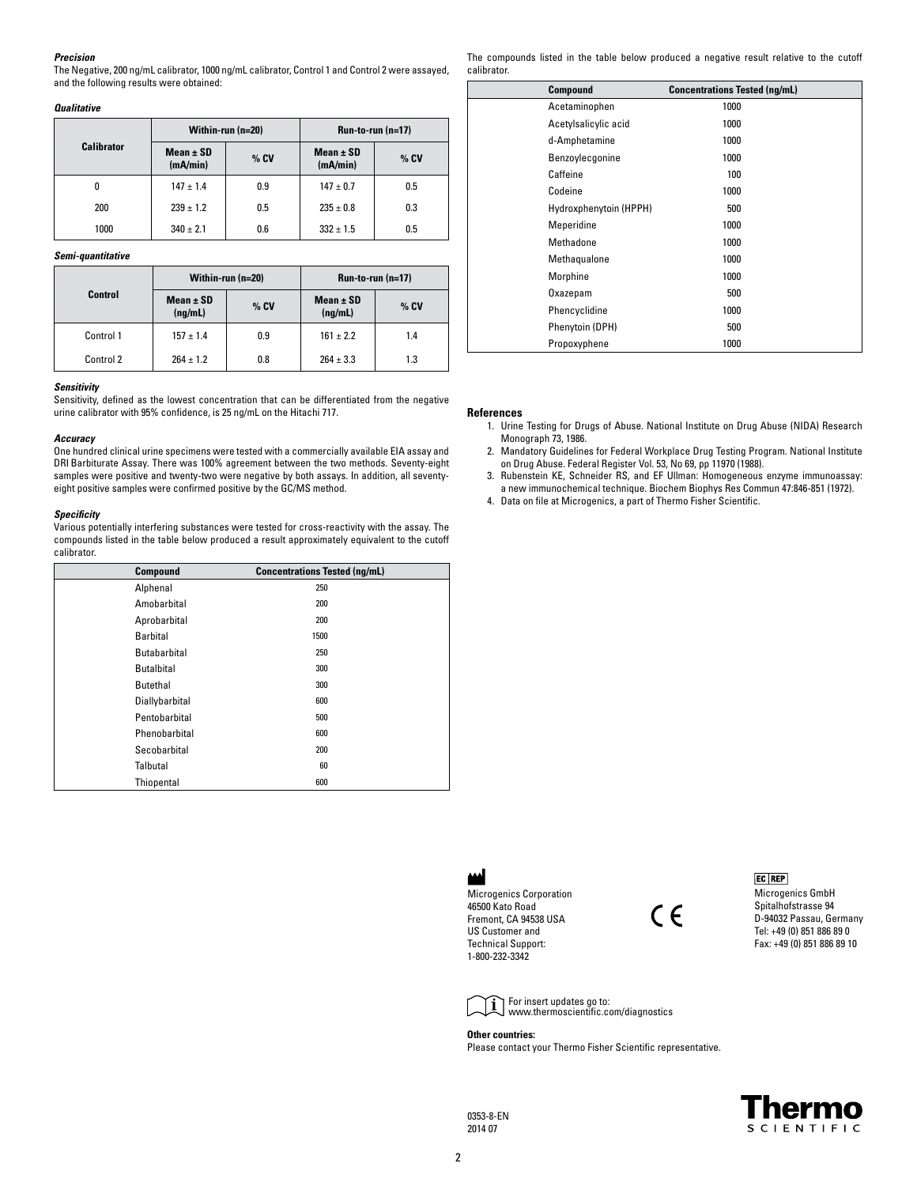***Precision***

The Negative, 200 ng/mL calibrator, 1000 ng/mL calibrator, Control 1 and Control 2 were assayed, and the following results were obtained:

***Qualitative***

| Calibrator | Within-run (n=20) | | Run-to-run (n=17) | |
|---|---|---|---|---|
| | Mean ± SD (mA/min) | % CV | Mean ± SD (mA/min) | % CV |
| 0 | 147 ± 1.4 | 0.9 | 147 ± 0.7 | 0.5 |
| 200 | 239 ± 1.2 | 0.5 | 235 ± 0.8 | 0.3 |
| 1000 | 340 ± 2.1 | 0.6 | 332 ± 1.5 | 0.5 |

***Semi-quantitative***

| Control | Within-run (n=20) | | Run-to-run (n=17) | |
|---|---|---|---|---|
| | Mean ± SD (ng/mL) | % CV | Mean ± SD (ng/mL) | % CV |
| Control 1 | 157 ± 1.4 | 0.9 | 161 ± 2.2 | 1.4 |
| Control 2 | 264 ± 1.2 | 0.8 | 264 ± 3.3 | 1.3 |

***Sensitivity***

Sensitivity, defined as the lowest concentration that can be differentiated from the negative urine calibrator with 95% confidence, is 25 ng/mL on the Hitachi 717.

***Accuracy***

One hundred clinical urine specimens were tested with a commercially available EIA assay and DRI Barbiturate Assay. There was 100% agreement between the two methods. Seventy-eight samples were positive and twenty-two were negative by both assays. In addition, all seventy-eight positive samples were confirmed positive by the GC/MS method.

***Specificity***

Various potentially interfering substances were tested for cross-reactivity with the assay. The compounds listed in the table below produced a result approximately equivalent to the cutoff calibrator.

| Compound | Concentrations Tested (ng/mL) |
|---|---|
| Alphenal | 250 |
| Amobarbital | 200 |
| Aprobarbital | 200 |
| Barbital | 1500 |
| Butabarbital | 250 |
| Butalbital | 300 |
| Butethal | 300 |
| Diallybarbital | 600 |
| Pentobarbital | 500 |
| Phenobarbital | 600 |
| Secobarbital | 200 |
| Talbutal | 60 |
| Thiopental | 600 |

The compounds listed in the table below produced a negative result relative to the cutoff calibrator.

| Compound | Concentrations Tested (ng/mL) |
|---|---|
| Acetaminophen | 1000 |
| Acetylsalicylic acid | 1000 |
| d-Amphetamine | 1000 |
| Benzoylecgonine | 1000 |
| Caffeine | 100 |
| Codeine | 1000 |
| Hydroxphenytoin (HPPH) | 500 |
| Meperidine | 1000 |
| Methadone | 1000 |
| Methaqualone | 1000 |
| Morphine | 1000 |
| Oxazepam | 500 |
| Phencyclidine | 1000 |
| Phenytoin (DPH) | 500 |
| Propoxyphene | 1000 |

**References**

1. Urine Testing for Drugs of Abuse. National Institute on Drug Abuse (NIDA) Research Monograph 73, 1986.
2. Mandatory Guidelines for Federal Workplace Drug Testing Program. National Institute on Drug Abuse. Federal Register Vol. 53, No 69, pp 11970 (1988).
3. Rubenstein KE, Schneider RS, and EF Ullman: Homogeneous enzyme immunoassay: a new immunochemical technique. Biochem Biophys Res Commun 47:846-851 (1972).
4. Data on file at Microgenics, a part of Thermo Fisher Scientific.

Microgenics Corporation
46500 Kato Road
Fremont, CA 94538 USA
US Customer and
Technical Support:
1-800-232-3342

CE

EC REP

Microgenics GmbH
Spitalhofstrasse 94
D-94032 Passau, Germany
Tel: +49 (0) 851 886 89 0
Fax: +49 (0) 851 886 89 10

For insert updates go to:
www.thermoscientific.com/diagnostics

**Other countries:**
Please contact your Thermo Fisher Scientific representative.

0353-8-EN
2014 07

Thermo SCIENTIFIC